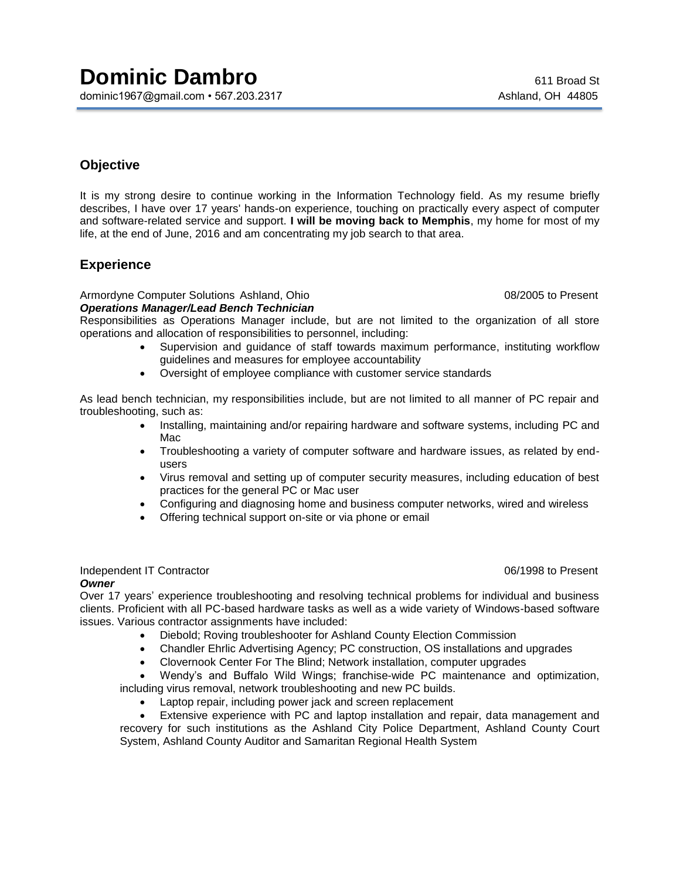# Dominic Dambro

dominic1967@gmail.com • 567.203.2317

611 Broad St
Ashland, OH 44805

## Objective

It is my strong desire to continue working in the Information Technology field. As my resume briefly describes, I have over 17 years' hands-on experience, touching on practically every aspect of computer and software-related service and support. **I will be moving back to Memphis**, my home for most of my life, at the end of June, 2016 and am concentrating my job search to that area.

## Experience

Armordyne Computer Solutions Ashland, Ohio — 08/2005 to Present

***Operations Manager/Lead Bench Technician***

Responsibilities as Operations Manager include, but are not limited to the organization of all store operations and allocation of responsibilities to personnel, including:

- Supervision and guidance of staff towards maximum performance, instituting workflow guidelines and measures for employee accountability
- Oversight of employee compliance with customer service standards

As lead bench technician, my responsibilities include, but are not limited to all manner of PC repair and troubleshooting, such as:

- Installing, maintaining and/or repairing hardware and software systems, including PC and Mac
- Troubleshooting a variety of computer software and hardware issues, as related by end-users
- Virus removal and setting up of computer security measures, including education of best practices for the general PC or Mac user
- Configuring and diagnosing home and business computer networks, wired and wireless
- Offering technical support on-site or via phone or email

Independent IT Contractor — 06/1998 to Present

***Owner***

Over 17 years' experience troubleshooting and resolving technical problems for individual and business clients. Proficient with all PC-based hardware tasks as well as a wide variety of Windows-based software issues. Various contractor assignments have included:

- Diebold; Roving troubleshooter for Ashland County Election Commission
- Chandler Ehrlic Advertising Agency; PC construction, OS installations and upgrades
- Clovernook Center For The Blind; Network installation, computer upgrades
- Wendy's and Buffalo Wild Wings; franchise-wide PC maintenance and optimization, including virus removal, network troubleshooting and new PC builds.
- Laptop repair, including power jack and screen replacement
- Extensive experience with PC and laptop installation and repair, data management and recovery for such institutions as the Ashland City Police Department, Ashland County Court System, Ashland County Auditor and Samaritan Regional Health System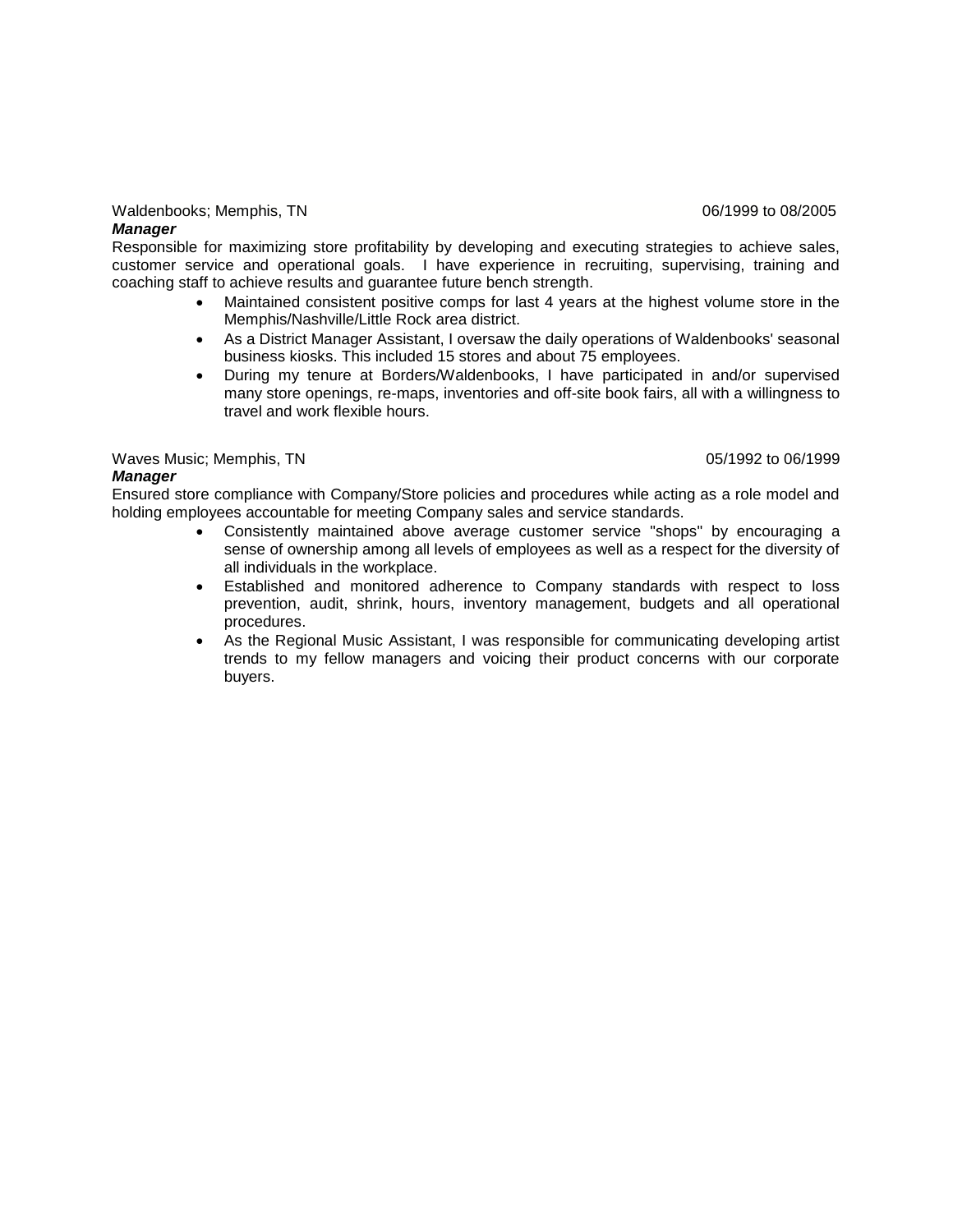Waldenbooks; Memphis, TN 06/1999 to 08/2005

***Manager***

Responsible for maximizing store profitability by developing and executing strategies to achieve sales, customer service and operational goals. I have experience in recruiting, supervising, training and coaching staff to achieve results and guarantee future bench strength.

- Maintained consistent positive comps for last 4 years at the highest volume store in the Memphis/Nashville/Little Rock area district.
- As a District Manager Assistant, I oversaw the daily operations of Waldenbooks' seasonal business kiosks. This included 15 stores and about 75 employees.
- During my tenure at Borders/Waldenbooks, I have participated in and/or supervised many store openings, re-maps, inventories and off-site book fairs, all with a willingness to travel and work flexible hours.

Waves Music; Memphis, TN 05/1992 to 06/1999

***Manager***

Ensured store compliance with Company/Store policies and procedures while acting as a role model and holding employees accountable for meeting Company sales and service standards.

- Consistently maintained above average customer service "shops" by encouraging a sense of ownership among all levels of employees as well as a respect for the diversity of all individuals in the workplace.
- Established and monitored adherence to Company standards with respect to loss prevention, audit, shrink, hours, inventory management, budgets and all operational procedures.
- As the Regional Music Assistant, I was responsible for communicating developing artist trends to my fellow managers and voicing their product concerns with our corporate buyers.